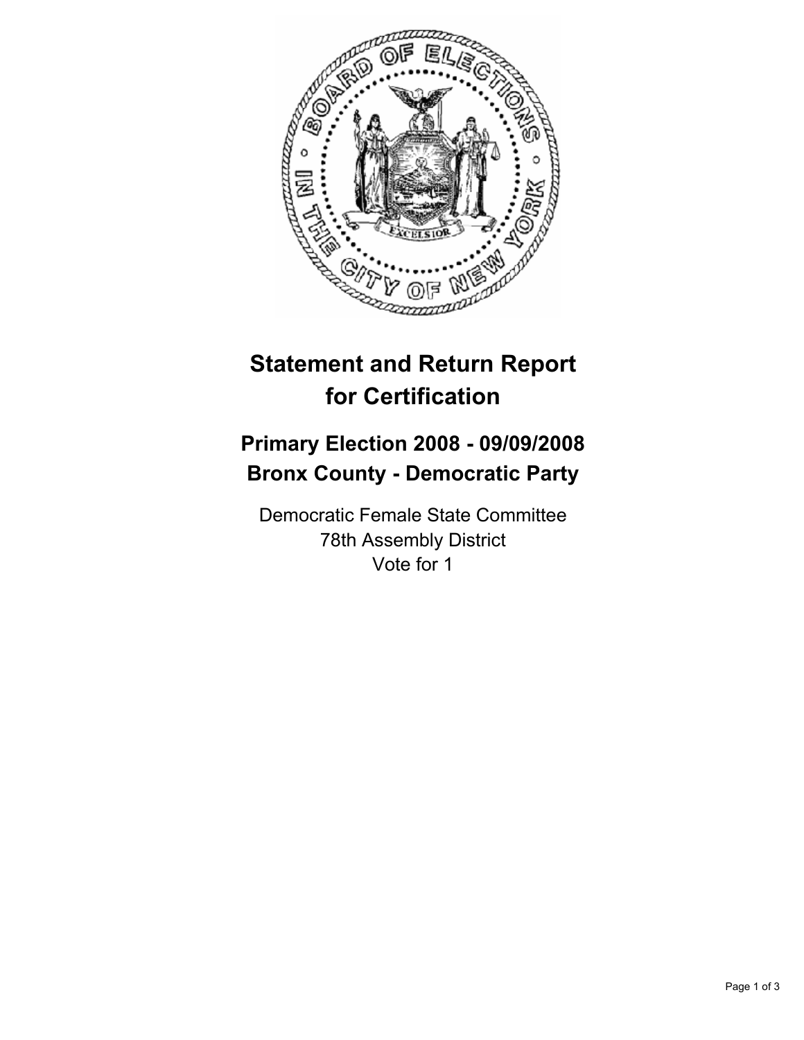# Statement and Return Report for Certification

## Primary Election 2008 - 09/09/2008
## Bronx County - Democratic Party

Democratic Female State Committee
78th Assembly District
Vote for 1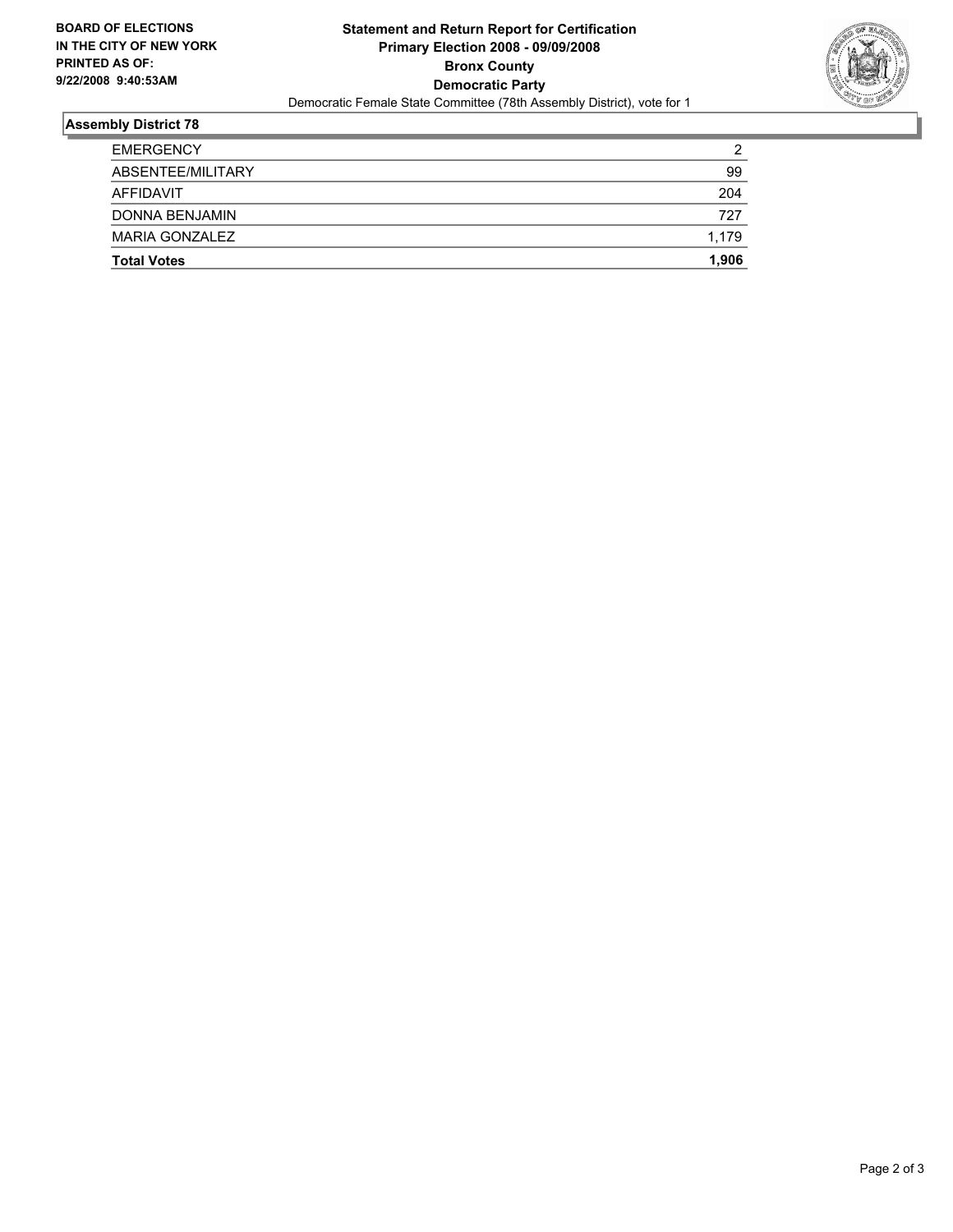**BOARD OF ELECTIONS IN THE CITY OF NEW YORK PRINTED AS OF: 9/22/2008 9:40:53AM**

# Statement and Return Report for Certification
## Primary Election 2008 - 09/09/2008
## Bronx County
## Democratic Party

Democratic Female State Committee (78th Assembly District), vote for 1

### Assembly District 78

| | |
|---|---|
| EMERGENCY | 2 |
| ABSENTEE/MILITARY | 99 |
| AFFIDAVIT | 204 |
| DONNA BENJAMIN | 727 |
| MARIA GONZALEZ | 1,179 |
| **Total Votes** | **1,906** |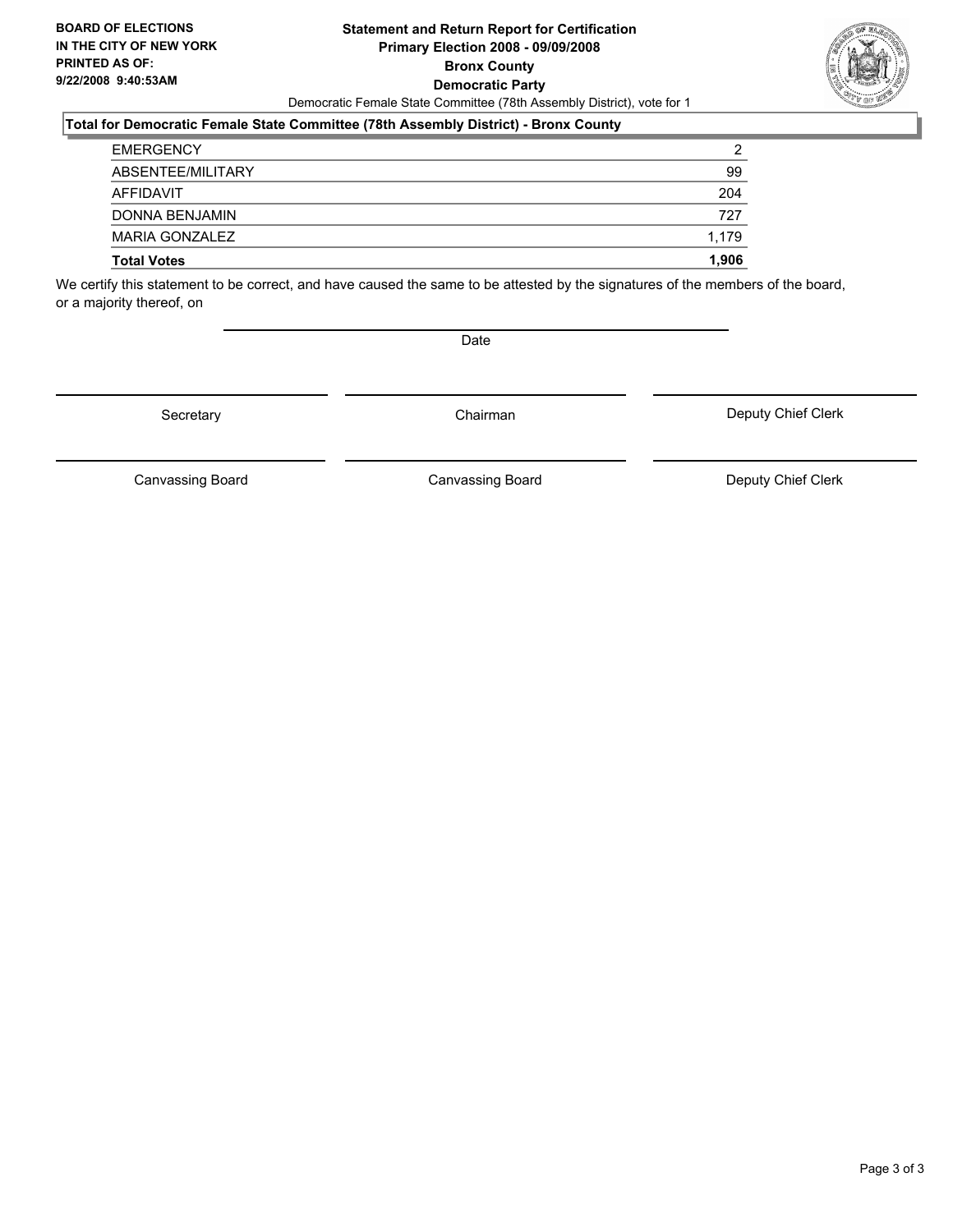**BOARD OF ELECTIONS IN THE CITY OF NEW YORK PRINTED AS OF: 9/22/2008 9:40:53AM**

**Statement and Return Report for Certification**
**Primary Election 2008 - 09/09/2008**
**Bronx County**
**Democratic Party**

Democratic Female State Committee (78th Assembly District), vote for 1

**Total for Democratic Female State Committee (78th Assembly District) - Bronx County**

| | |
|---|---|
| EMERGENCY | 2 |
| ABSENTEE/MILITARY | 99 |
| AFFIDAVIT | 204 |
| DONNA BENJAMIN | 727 |
| MARIA GONZALEZ | 1,179 |
| **Total Votes** | **1,906** |

We certify this statement to be correct, and have caused the same to be attested by the signatures of the members of the board, or a majority thereof, on

Date

Secretary

Chairman

Deputy Chief Clerk

Canvassing Board

Canvassing Board

Deputy Chief Clerk